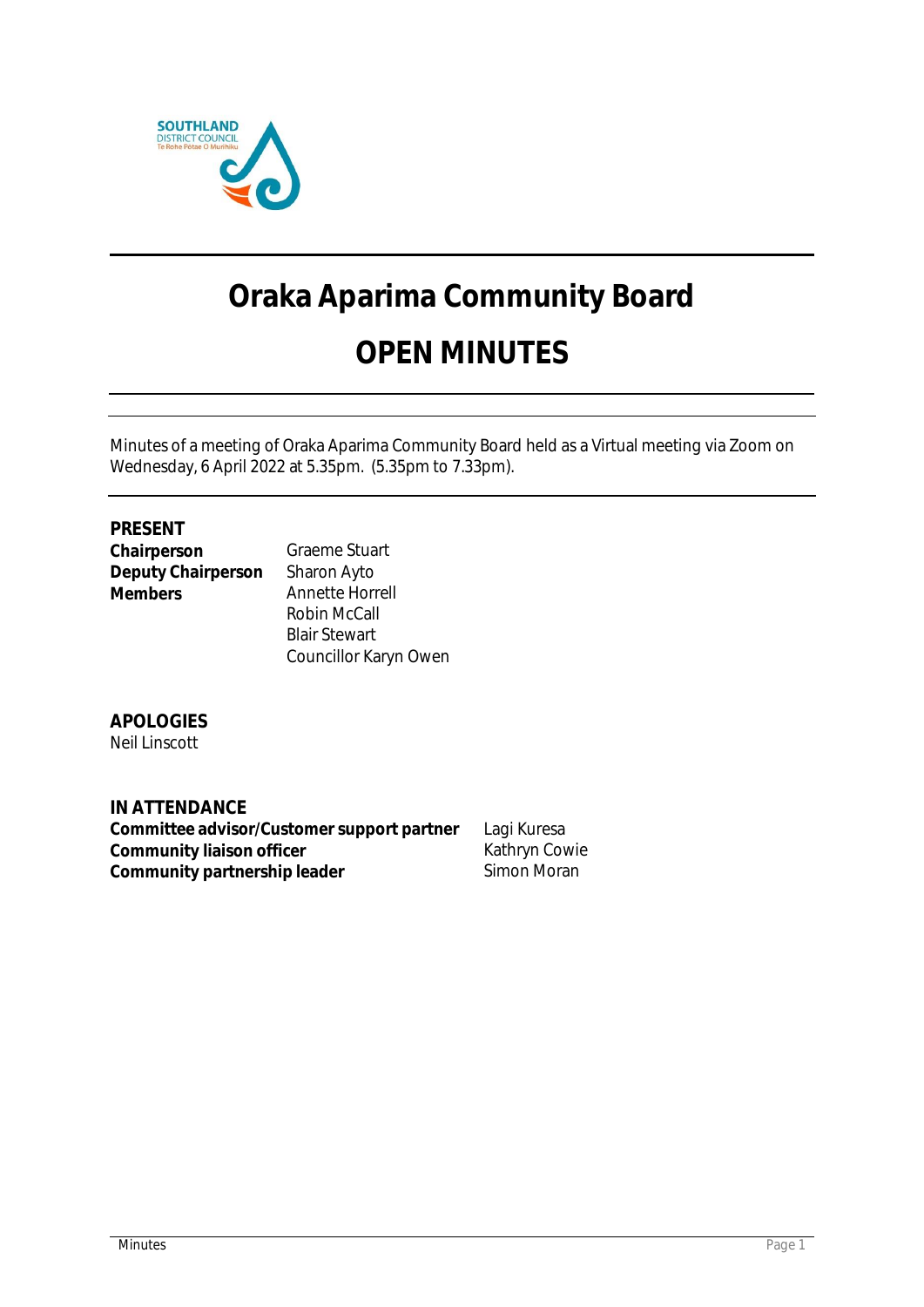# Oraka Aparima Community Board

# OPEN MINUTES

Minutes of a meeting of Oraka Aparima Community Board held as a Virtual meeting via Zoom on Wednesday, 6 April 2022 at 5.35pm. (5.35pm to 7.33pm).

**PRESENT**

| | |
|---|---|
| **Chairperson** | Graeme Stuart |
| **Deputy Chairperson** | Sharon Ayto |
| **Members** | Annette Horrell |
| | Robin McCall |
| | Blair Stewart |
| | Councillor Karyn Owen |

**APOLOGIES**

Neil Linscott

**IN ATTENDANCE**

| | |
|---|---|
| **Committee advisor/Customer support partner** | Lagi Kuresa |
| **Community liaison officer** | Kathryn Cowie |
| **Community partnership leader** | Simon Moran |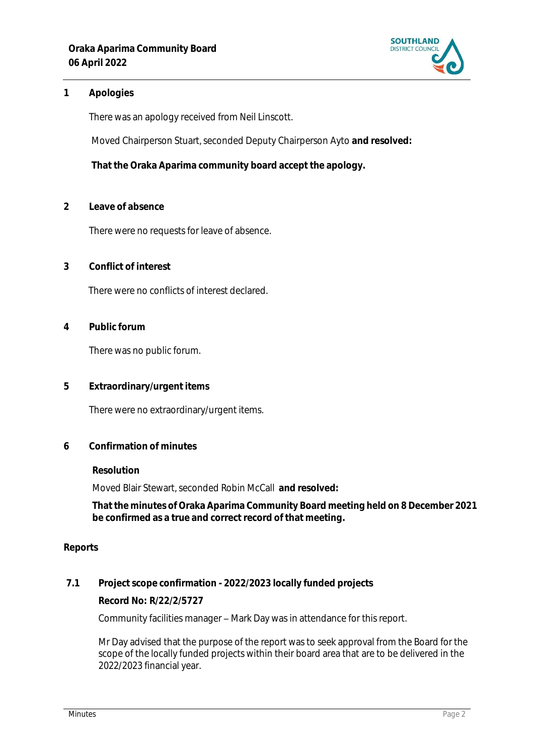## 1 Apologies

There was an apology received from Neil Linscott.

Moved Chairperson Stuart, seconded Deputy Chairperson Ayto **and resolved:**

**That the Oraka Aparima community board accept the apology.**

## 2 Leave of absence

There were no requests for leave of absence.

## 3 Conflict of interest

There were no conflicts of interest declared.

## 4 Public forum

There was no public forum.

## 5 Extraordinary/urgent items

There were no extraordinary/urgent items.

## 6 Confirmation of minutes

**Resolution**

Moved Blair Stewart, seconded Robin McCall **and resolved:**

**That the minutes of Oraka Aparima Community Board meeting held on 8 December 2021 be confirmed as a true and correct record of that meeting.**

## Reports

### 7.1 Project scope confirmation - 2022/2023 locally funded projects

**Record No: R/22/2/5727**

Community facilities manager – Mark Day was in attendance for this report.

Mr Day advised that the purpose of the report was to seek approval from the Board for the scope of the locally funded projects within their board area that are to be delivered in the 2022/2023 financial year.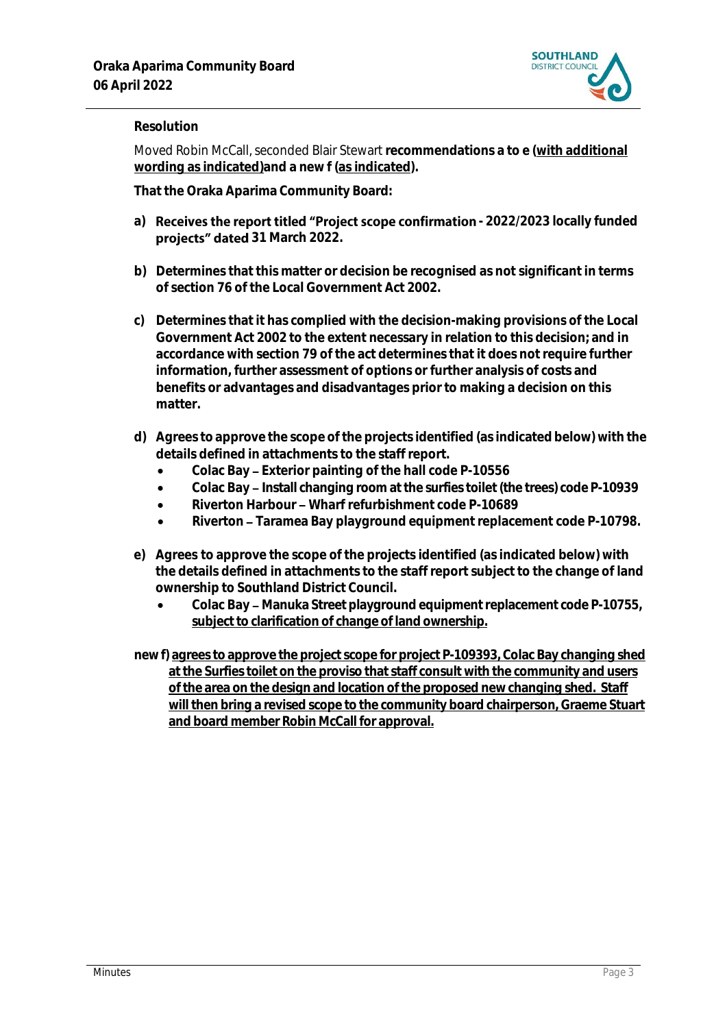**Resolution**

Moved Robin McCall, seconded Blair Stewart **recommendations a to e (<u>with additional wording as indicated</u>)and a new f (<u>as indicated</u>).**

**That the Oraka Aparima Community Board:**

**a) Receives the report titled "Project scope confirmation - 2022/2023 locally funded projects" dated 31 March 2022.**

**b) Determines that this matter or decision be recognised as not significant in terms of section 76 of the Local Government Act 2002.**

**c) Determines that it has complied with the decision-making provisions of the Local Government Act 2002 to the extent necessary in relation to this decision; and in accordance with section 79 of the act determines that it does not require further information, further assessment of options or further analysis of costs and benefits or advantages and disadvantages prior to making a decision on this matter.**

**d) Agrees to approve the scope of the projects identified (as indicated below) with the details defined in attachments to the staff report.**

- **Colac Bay – Exterior painting of the hall code P-10556**
- **Colac Bay – Install changing room at the surfies toilet (the trees) code P-10939**
- **Riverton Harbour – Wharf refurbishment code P-10689**
- **Riverton – Taramea Bay playground equipment replacement code P-10798.**

**e) Agrees to approve the scope of the projects identified (as indicated below) with the details defined in attachments to the staff report subject to the change of land ownership to Southland District Council.**

- **Colac Bay – Manuka Street playground equipment replacement code P-10755, <u>subject to clarification of change of land ownership.</u>**

**new f) <u>agrees to approve the project scope for project P-109393, Colac Bay changing shed at the Surfies toilet on the proviso that staff consult with the community and users of the area on the design and location of the proposed new changing shed. Staff will then bring a revised scope to the community board chairperson, Graeme Stuart and board member Robin McCall for approval.</u>**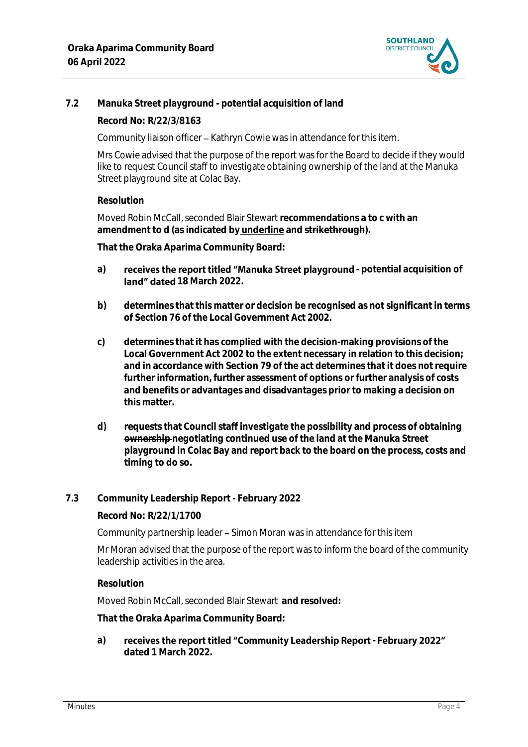## 7.2 Manuka Street playground - potential acquisition of land

**Record No: R/22/3/8163**

Community liaison officer – Kathryn Cowie was in attendance for this item.

Mrs Cowie advised that the purpose of the report was for the Board to decide if they would like to request Council staff to investigate obtaining ownership of the land at the Manuka Street playground site at Colac Bay.

**Resolution**

Moved Robin McCall, seconded Blair Stewart **recommendations a to c with an amendment to d (as indicated by <u>underline</u> and ~~strikethrough~~).**

**That the Oraka Aparima Community Board:**

**a) receives the report titled "Manuka Street playground - potential acquisition of land" dated 18 March 2022.**

**b) determines that this matter or decision be recognised as not significant in terms of Section 76 of the Local Government Act 2002.**

**c) determines that it has complied with the decision-making provisions of the Local Government Act 2002 to the extent necessary in relation to this decision; and in accordance with Section 79 of the act determines that it does not require further information, further assessment of options or further analysis of costs and benefits or advantages and disadvantages prior to making a decision on this matter.**

**d) requests that Council staff investigate the possibility and process of ~~obtaining ownership~~ <u>negotiating continued use</u> of the land at the Manuka Street playground in Colac Bay and report back to the board on the process, costs and timing to do so.**

## 7.3 Community Leadership Report - February 2022

**Record No: R/22/1/1700**

Community partnership leader – Simon Moran was in attendance for this item

Mr Moran advised that the purpose of the report was to inform the board of the community leadership activities in the area.

**Resolution**

Moved Robin McCall, seconded Blair Stewart **and resolved:**

**That the Oraka Aparima Community Board:**

**a) receives the report titled "Community Leadership Report - February 2022" dated 1 March 2022.**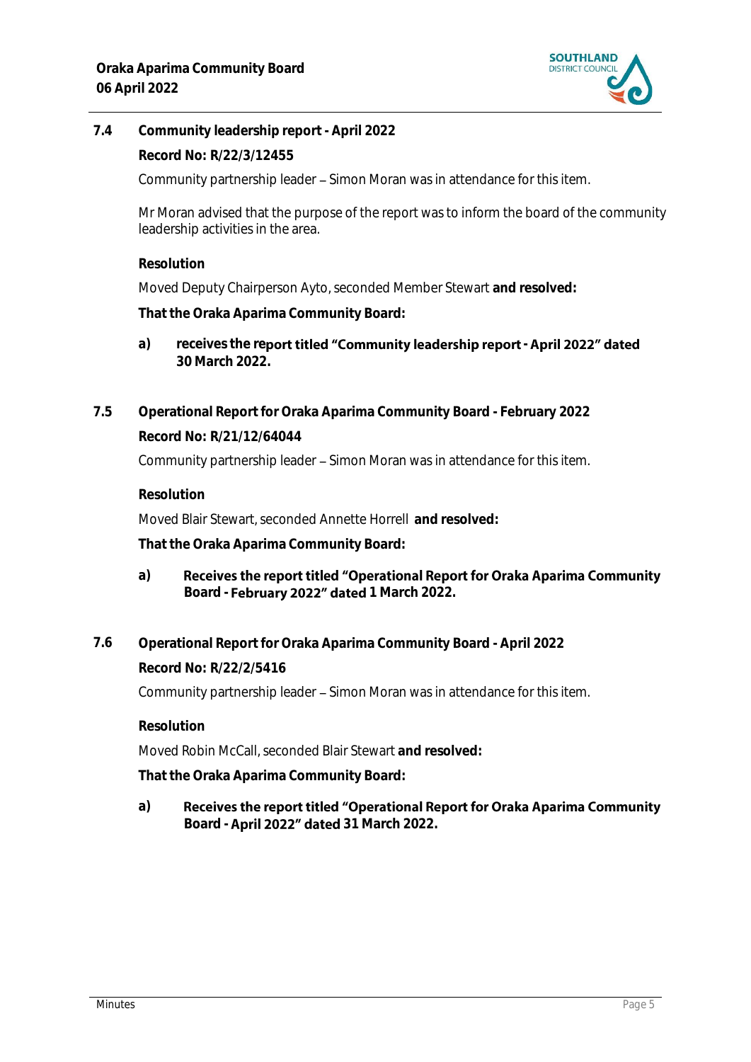### 7.4 Community leadership report - April 2022

**Record No: R/22/3/12455**

Community partnership leader – Simon Moran was in attendance for this item.

Mr Moran advised that the purpose of the report was to inform the board of the community leadership activities in the area.

**Resolution**

Moved Deputy Chairperson Ayto, seconded Member Stewart **and resolved:**

**That the Oraka Aparima Community Board:**

**a) receives the report titled "Community leadership report - April 2022" dated 30 March 2022.**

### 7.5 Operational Report for Oraka Aparima Community Board - February 2022

**Record No: R/21/12/64044**

Community partnership leader – Simon Moran was in attendance for this item.

**Resolution**

Moved Blair Stewart, seconded Annette Horrell **and resolved:**

**That the Oraka Aparima Community Board:**

**a) Receives the report titled "Operational Report for Oraka Aparima Community Board - February 2022" dated 1 March 2022.**

### 7.6 Operational Report for Oraka Aparima Community Board - April 2022

**Record No: R/22/2/5416**

Community partnership leader – Simon Moran was in attendance for this item.

**Resolution**

Moved Robin McCall, seconded Blair Stewart **and resolved:**

**That the Oraka Aparima Community Board:**

**a) Receives the report titled "Operational Report for Oraka Aparima Community Board - April 2022" dated 31 March 2022.**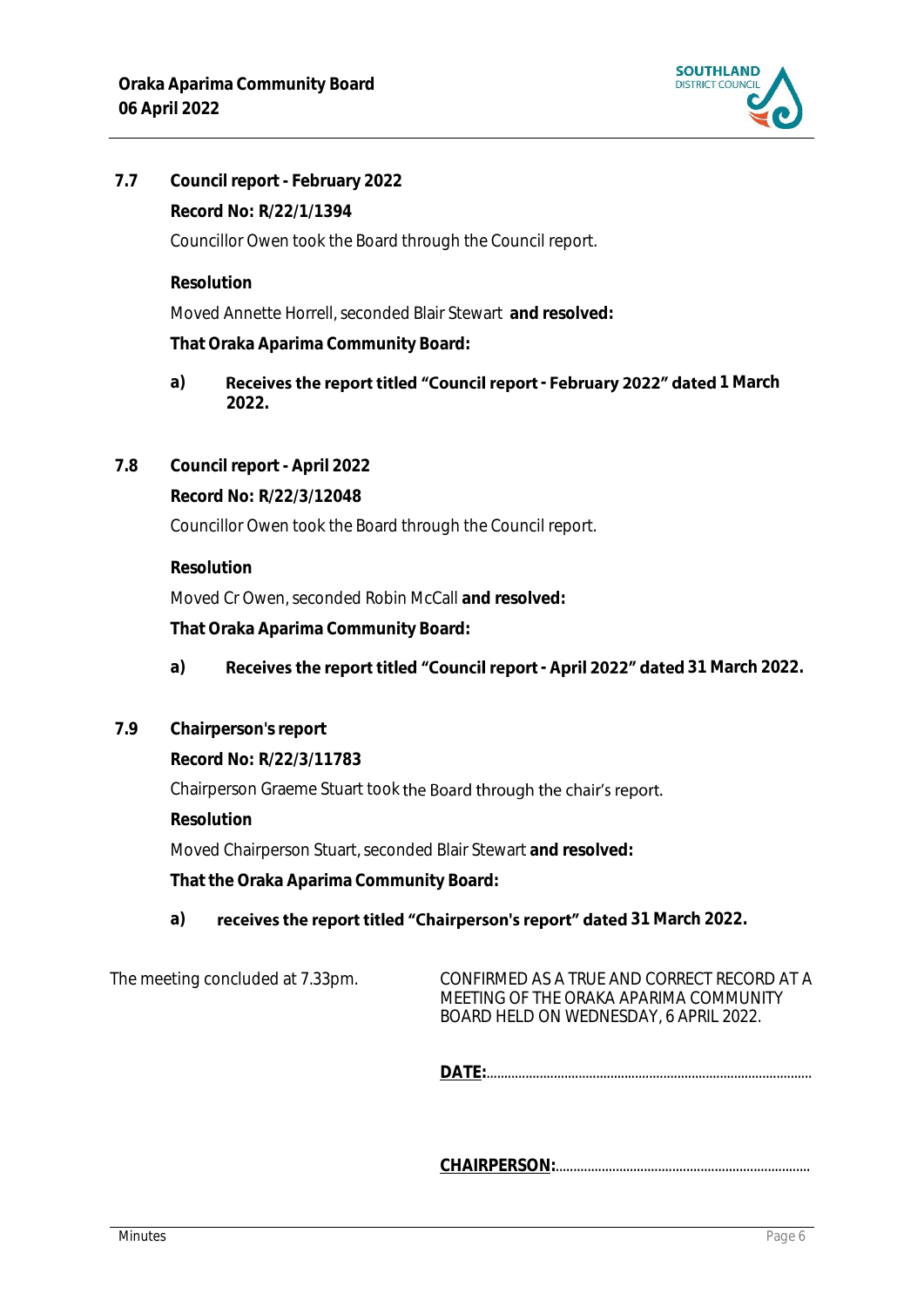## 7.7 Council report - February 2022

**Record No: R/22/1/1394**

Councillor Owen took the Board through the Council report.

**Resolution**

Moved Annette Horrell, seconded Blair Stewart **and resolved:**

**That Oraka Aparima Community Board:**

a) **Receives the report titled "Council report - February 2022" dated 1 March 2022.**

## 7.8 Council report - April 2022

**Record No: R/22/3/12048**

Councillor Owen took the Board through the Council report.

**Resolution**

Moved Cr Owen, seconded Robin McCall **and resolved:**

**That Oraka Aparima Community Board:**

a) **Receives the report titled "Council report - April 2022" dated 31 March 2022.**

## 7.9 Chairperson's report

**Record No: R/22/3/11783**

Chairperson Graeme Stuart took the Board through the chair's report.

**Resolution**

Moved Chairperson Stuart, seconded Blair Stewart **and resolved:**

**That the Oraka Aparima Community Board:**

a) **receives the report titled "Chairperson's report" dated 31 March 2022.**

The meeting concluded at 7.33pm.

CONFIRMED AS A TRUE AND CORRECT RECORD AT A MEETING OF THE ORAKA APARIMA COMMUNITY BOARD HELD ON WEDNESDAY, 6 APRIL 2022.

**DATE:**...............................................................................................

**CHAIRPERSON:**...............................................................................